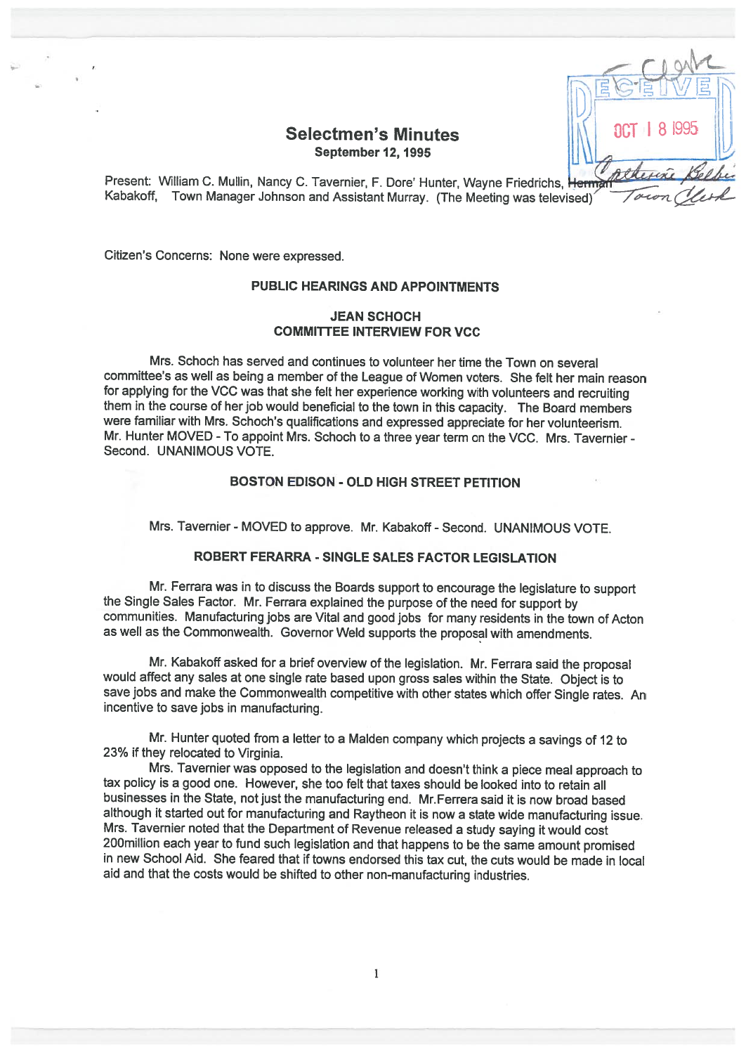# Selectmen's Minutes

**September 12, 1995**

Present: William C. Mullin, Nancy C. Tavernier, F. Dore' Hunter, Wayne Friedrichs, Herman Kabakoff, Town Manager Johnson and Assistant Murray. (The Meeting was televised)

Citizen's Concerns: None were expressed.

## PUBLIC HEARINGS AND APPOINTMENTS

### JEAN SCHOCH
### COMMITTEE INTERVIEW FOR VCC

Mrs. Schoch has served and continues to volunteer her time the Town on several committee's as well as being a member of the League of Women voters. She felt her main reason for applying for the VCC was that she felt her experience working with volunteers and recruiting them in the course of her job would beneficial to the town in this capacity. The Board members were familiar with Mrs. Schoch's qualifications and expressed appreciate for her volunteerism. Mr. Hunter MOVED - To appoint Mrs. Schoch to a three year term on the VCC. Mrs. Tavernier - Second. UNANIMOUS VOTE.

### BOSTON EDISON - OLD HIGH STREET PETITION

Mrs. Tavernier - MOVED to approve. Mr. Kabakoff - Second. UNANIMOUS VOTE.

### ROBERT FERARRA - SINGLE SALES FACTOR LEGISLATION

Mr. Ferrara was in to discuss the Boards support to encourage the legislature to support the Single Sales Factor. Mr. Ferrara explained the purpose of the need for support by communities. Manufacturing jobs are Vital and good jobs for many residents in the town of Acton as well as the Commonwealth. Governor Weld supports the proposal with amendments.

Mr. Kabakoff asked for a brief overview of the legislation. Mr. Ferrara said the proposal would affect any sales at one single rate based upon gross sales within the State. Object is to save jobs and make the Commonwealth competitive with other states which offer Single rates. An incentive to save jobs in manufacturing.

Mr. Hunter quoted from a letter to a Malden company which projects a savings of 12 to 23% if they relocated to Virginia.

Mrs. Tavernier was opposed to the legislation and doesn't think a piece meal approach to tax policy is a good one. However, she too felt that taxes should be looked into to retain all businesses in the State, not just the manufacturing end. Mr.Ferrera said it is now broad based although it started out for manufacturing and Raytheon it is now a state wide manufacturing issue. Mrs. Tavernier noted that the Department of Revenue released a study saying it would cost 200million each year to fund such legislation and that happens to be the same amount promised in new School Aid. She feared that if towns endorsed this tax cut, the cuts would be made in local aid and that the costs would be shifted to other non-manufacturing industries.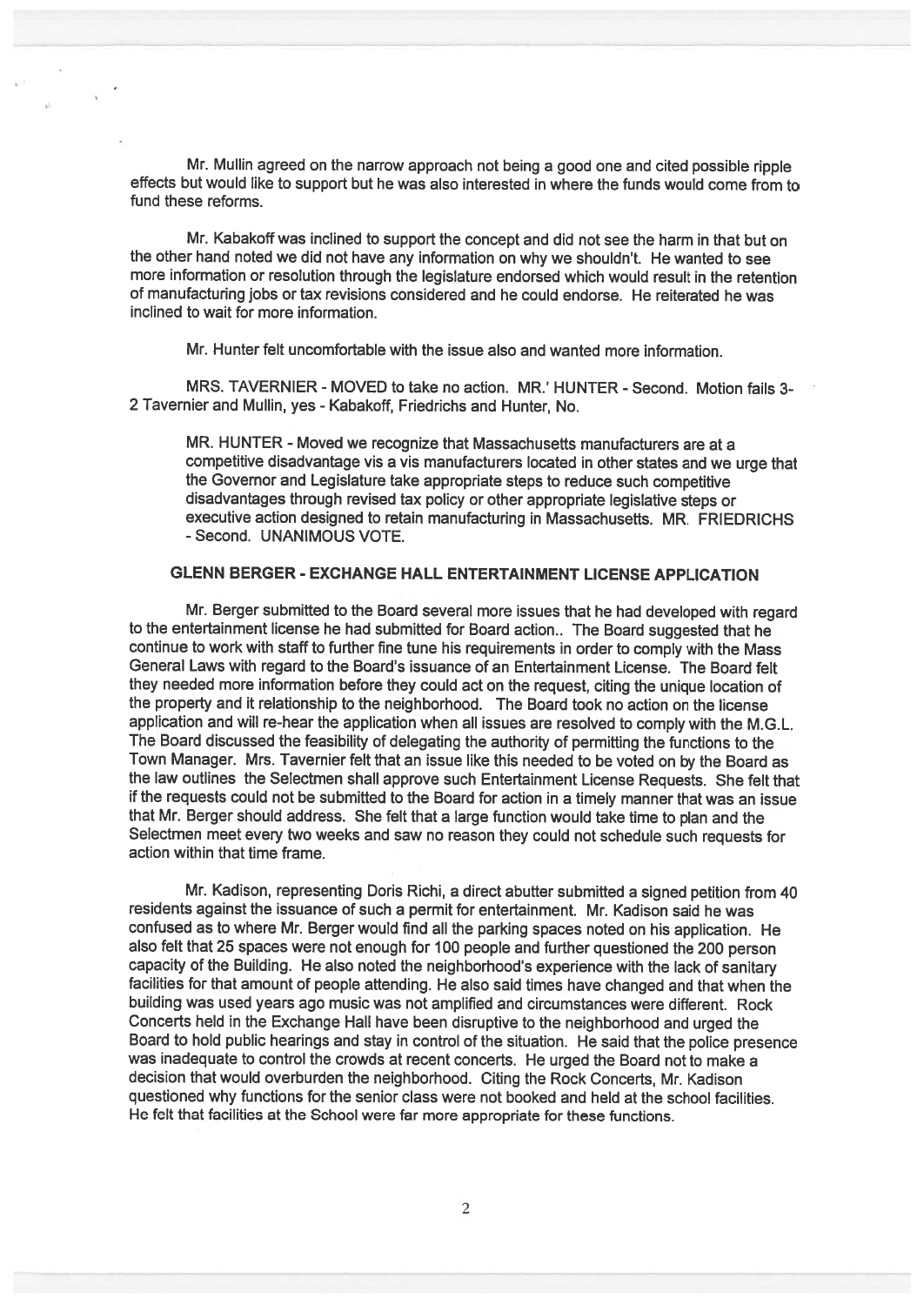Mr. Mullin agreed on the narrow approach not being a good one and cited possible ripple effects but would like to support but he was also interested in where the funds would come from to fund these reforms.

Mr. Kabakoff was inclined to support the concept and did not see the harm in that but on the other hand noted we did not have any information on why we shouldn't. He wanted to see more information or resolution through the legislature endorsed which would result in the retention of manufacturing jobs or tax revisions considered and he could endorse. He reiterated he was inclined to wait for more information.

Mr. Hunter felt uncomfortable with the issue also and wanted more information.

MRS. TAVERNIER - MOVED to take no action. MR.' HUNTER - Second. Motion fails 3-2 Tavernier and Mullin, yes - Kabakoff, Friedrichs and Hunter, No.

> MR. HUNTER - Moved we recognize that Massachusetts manufacturers are at a competitive disadvantage vis a vis manufacturers located in other states and we urge that the Governor and Legislature take appropriate steps to reduce such competitive disadvantages through revised tax policy or other appropriate legislative steps or executive action designed to retain manufacturing in Massachusetts. MR. FRIEDRICHS - Second. UNANIMOUS VOTE.

## GLENN BERGER - EXCHANGE HALL ENTERTAINMENT LICENSE APPLICATION

Mr. Berger submitted to the Board several more issues that he had developed with regard to the entertainment license he had submitted for Board action.. The Board suggested that he continue to work with staff to further fine tune his requirements in order to comply with the Mass General Laws with regard to the Board's issuance of an Entertainment License. The Board felt they needed more information before they could act on the request, citing the unique location of the property and it relationship to the neighborhood. The Board took no action on the license application and will re-hear the application when all issues are resolved to comply with the M.G.L. The Board discussed the feasibility of delegating the authority of permitting the functions to the Town Manager. Mrs. Tavernier felt that an issue like this needed to be voted on by the Board as the law outlines the Selectmen shall approve such Entertainment License Requests. She felt that if the requests could not be submitted to the Board for action in a timely manner that was an issue that Mr. Berger should address. She felt that a large function would take time to plan and the Selectmen meet every two weeks and saw no reason they could not schedule such requests for action within that time frame.

Mr. Kadison, representing Doris Richi, a direct abutter submitted a signed petition from 40 residents against the issuance of such a permit for entertainment. Mr. Kadison said he was confused as to where Mr. Berger would find all the parking spaces noted on his application. He also felt that 25 spaces were not enough for 100 people and further questioned the 200 person capacity of the Building. He also noted the neighborhood's experience with the lack of sanitary facilities for that amount of people attending. He also said times have changed and that when the building was used years ago music was not amplified and circumstances were different. Rock Concerts held in the Exchange Hall have been disruptive to the neighborhood and urged the Board to hold public hearings and stay in control of the situation. He said that the police presence was inadequate to control the crowds at recent concerts. He urged the Board not to make a decision that would overburden the neighborhood. Citing the Rock Concerts, Mr. Kadison questioned why functions for the senior class were not booked and held at the school facilities. He felt that facilities at the School were far more appropriate for these functions.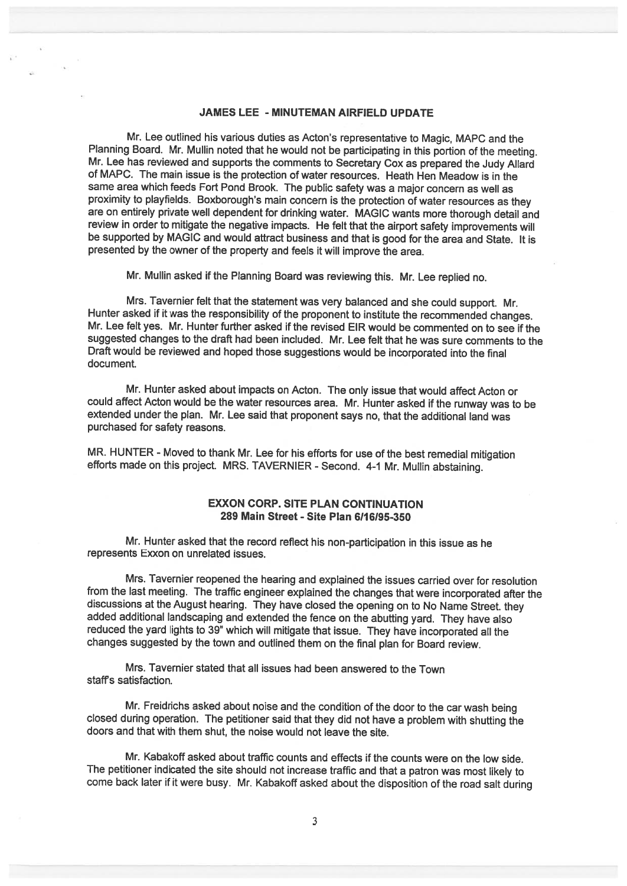## JAMES LEE - MINUTEMAN AIRFIELD UPDATE

Mr. Lee outlined his various duties as Acton's representative to Magic, MAPC and the Planning Board. Mr. Mullin noted that he would not be participating in this portion of the meeting. Mr. Lee has reviewed and supports the comments to Secretary Cox as prepared the Judy Allard of MAPC. The main issue is the protection of water resources. Heath Hen Meadow is in the same area which feeds Fort Pond Brook. The public safety was a major concern as well as proximity to playfields. Boxborough's main concern is the protection of water resources as they are on entirely private well dependent for drinking water. MAGIC wants more thorough detail and review in order to mitigate the negative impacts. He felt that the airport safety improvements will be supported by MAGIC and would attract business and that is good for the area and State. It is presented by the owner of the property and feels it will improve the area.

Mr. Mullin asked if the Planning Board was reviewing this. Mr. Lee replied no.

Mrs. Tavernier felt that the statement was very balanced and she could support. Mr. Hunter asked if it was the responsibility of the proponent to institute the recommended changes. Mr. Lee felt yes. Mr. Hunter further asked if the revised EIR would be commented on to see if the suggested changes to the draft had been included. Mr. Lee felt that he was sure comments to the Draft would be reviewed and hoped those suggestions would be incorporated into the final document.

Mr. Hunter asked about impacts on Acton. The only issue that would affect Acton or could affect Acton would be the water resources area. Mr. Hunter asked if the runway was to be extended under the plan. Mr. Lee said that proponent says no, that the additional land was purchased for safety reasons.

MR. HUNTER - Moved to thank Mr. Lee for his efforts for use of the best remedial mitigation efforts made on this project. MRS. TAVERNIER - Second. 4-1 Mr. Mullin abstaining.

## EXXON CORP. SITE PLAN CONTINUATION
### 289 Main Street - Site Plan 6/16/95-350

Mr. Hunter asked that the record reflect his non-participation in this issue as he represents Exxon on unrelated issues.

Mrs. Tavernier reopened the hearing and explained the issues carried over for resolution from the last meeting. The traffic engineer explained the changes that were incorporated after the discussions at the August hearing. They have closed the opening on to No Name Street. they added additional landscaping and extended the fence on the abutting yard. They have also reduced the yard lights to 39" which will mitigate that issue. They have incorporated all the changes suggested by the town and outlined them on the final plan for Board review.

Mrs. Tavernier stated that all issues had been answered to the Town staff's satisfaction.

Mr. Freidrichs asked about noise and the condition of the door to the car wash being closed during operation. The petitioner said that they did not have a problem with shutting the doors and that with them shut, the noise would not leave the site.

Mr. Kabakoff asked about traffic counts and effects if the counts were on the low side. The petitioner indicated the site should not increase traffic and that a patron was most likely to come back later if it were busy. Mr. Kabakoff asked about the disposition of the road salt during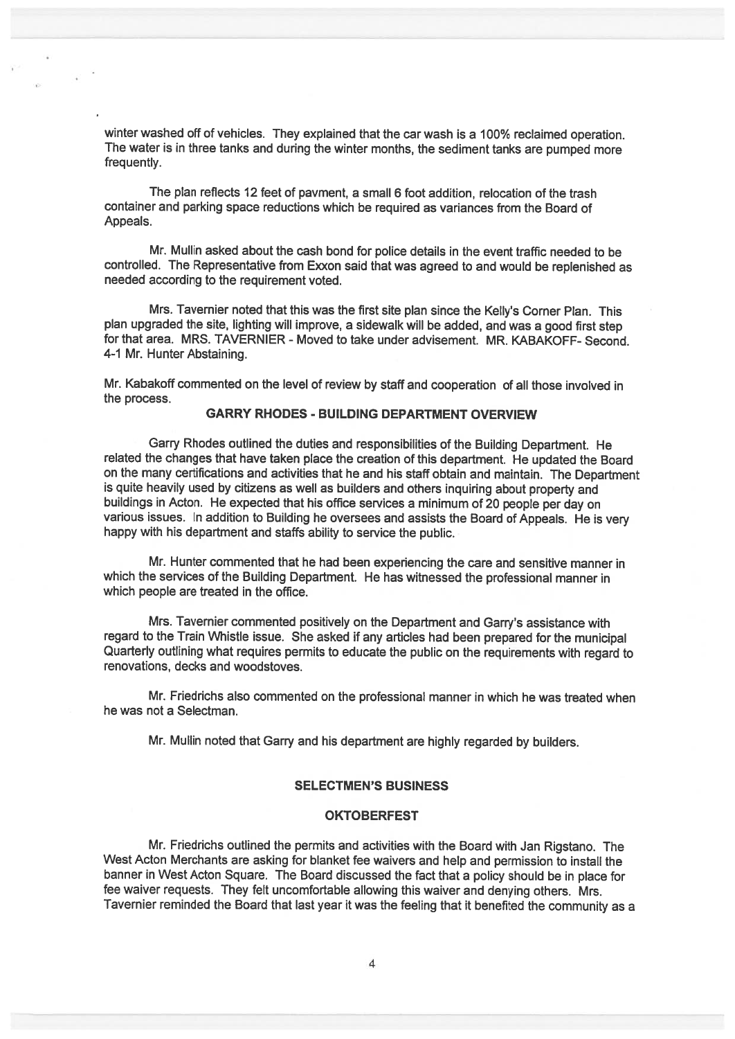winter washed off of vehicles. They explained that the car wash is a 100% reclaimed operation. The water is in three tanks and during the winter months, the sediment tanks are pumped more frequently.

The plan reflects 12 feet of pavment, a small 6 foot addition, relocation of the trash container and parking space reductions which be required as variances from the Board of Appeals.

Mr. Mullin asked about the cash bond for police details in the event traffic needed to be controlled. The Representative from Exxon said that was agreed to and would be replenished as needed according to the requirement voted.

Mrs. Tavernier noted that this was the first site plan since the Kelly's Corner Plan. This plan upgraded the site, lighting will improve, a sidewalk will be added, and was a good first step for that area. MRS. TAVERNIER - Moved to take under advisement. MR. KABAKOFF- Second. 4-1 Mr. Hunter Abstaining.

Mr. Kabakoff commented on the level of review by staff and cooperation of all those involved in the process.

### GARRY RHODES - BUILDING DEPARTMENT OVERVIEW

Garry Rhodes outlined the duties and responsibilities of the Building Department. He related the changes that have taken place the creation of this department. He updated the Board on the many certifications and activities that he and his staff obtain and maintain. The Department is quite heavily used by citizens as well as builders and others inquiring about property and buildings in Acton. He expected that his office services a minimum of 20 people per day on various issues. In addition to Building he oversees and assists the Board of Appeals. He is very happy with his department and staffs ability to service the public.

Mr. Hunter commented that he had been experiencing the care and sensitive manner in which the services of the Building Department. He has witnessed the professional manner in which people are treated in the office.

Mrs. Tavernier commented positively on the Department and Garry's assistance with regard to the Train Whistle issue. She asked if any articles had been prepared for the municipal Quarterly outlining what requires permits to educate the public on the requirements with regard to renovations, decks and woodstoves.

Mr. Friedrichs also commented on the professional manner in which he was treated when he was not a Selectman.

Mr. Mullin noted that Garry and his department are highly regarded by builders.

### SELECTMEN'S BUSINESS

### OKTOBERFEST

Mr. Friedrichs outlined the permits and activities with the Board with Jan Rigstano. The West Acton Merchants are asking for blanket fee waivers and help and permission to install the banner in West Acton Square. The Board discussed the fact that a policy should be in place for fee waiver requests. They felt uncomfortable allowing this waiver and denying others. Mrs. Tavernier reminded the Board that last year it was the feeling that it benefited the community as a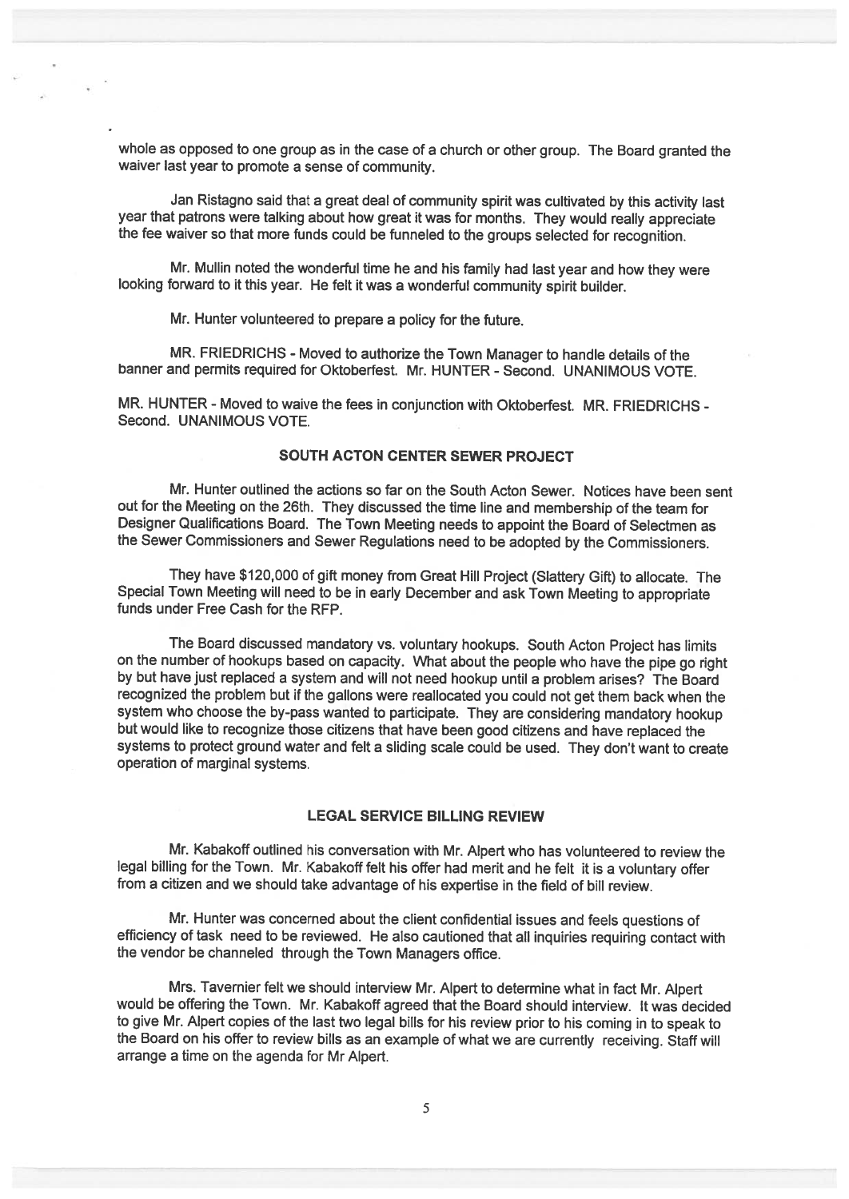whole as opposed to one group as in the case of a church or other group. The Board granted the waiver last year to promote a sense of community.

Jan Ristagno said that a great deal of community spirit was cultivated by this activity last year that patrons were talking about how great it was for months. They would really appreciate the fee waiver so that more funds could be funneled to the groups selected for recognition.

Mr. Mullin noted the wonderful time he and his family had last year and how they were looking forward to it this year. He felt it was a wonderful community spirit builder.

Mr. Hunter volunteered to prepare a policy for the future.

MR. FRIEDRICHS - Moved to authorize the Town Manager to handle details of the banner and permits required for Oktoberfest. Mr. HUNTER - Second. UNANIMOUS VOTE.

MR. HUNTER - Moved to waive the fees in conjunction with Oktoberfest. MR. FRIEDRICHS - Second. UNANIMOUS VOTE.

## SOUTH ACTON CENTER SEWER PROJECT

Mr. Hunter outlined the actions so far on the South Acton Sewer. Notices have been sent out for the Meeting on the 26th. They discussed the time line and membership of the team for Designer Qualifications Board. The Town Meeting needs to appoint the Board of Selectmen as the Sewer Commissioners and Sewer Regulations need to be adopted by the Commissioners.

They have $120,000 of gift money from Great Hill Project (Slattery Gift) to allocate. The Special Town Meeting will need to be in early December and ask Town Meeting to appropriate funds under Free Cash for the RFP.

The Board discussed mandatory vs. voluntary hookups. South Acton Project has limits on the number of hookups based on capacity. What about the people who have the pipe go right by but have just replaced a system and will not need hookup until a problem arises? The Board recognized the problem but if the gallons were reallocated you could not get them back when the system who choose the by-pass wanted to participate. They are considering mandatory hookup but would like to recognize those citizens that have been good citizens and have replaced the systems to protect ground water and felt a sliding scale could be used. They don't want to create operation of marginal systems.

## LEGAL SERVICE BILLING REVIEW

Mr. Kabakoff outlined his conversation with Mr. Alpert who has volunteered to review the legal billing for the Town. Mr. Kabakoff felt his offer had merit and he felt it is a voluntary offer from a citizen and we should take advantage of his expertise in the field of bill review.

Mr. Hunter was concerned about the client confidential issues and feels questions of efficiency of task need to be reviewed. He also cautioned that all inquiries requiring contact with the vendor be channeled through the Town Managers office.

Mrs. Tavernier felt we should interview Mr. Alpert to determine what in fact Mr. Alpert would be offering the Town. Mr. Kabakoff agreed that the Board should interview. It was decided to give Mr. Alpert copies of the last two legal bills for his review prior to his coming in to speak to the Board on his offer to review bills as an example of what we are currently receiving. Staff will arrange a time on the agenda for Mr Alpert.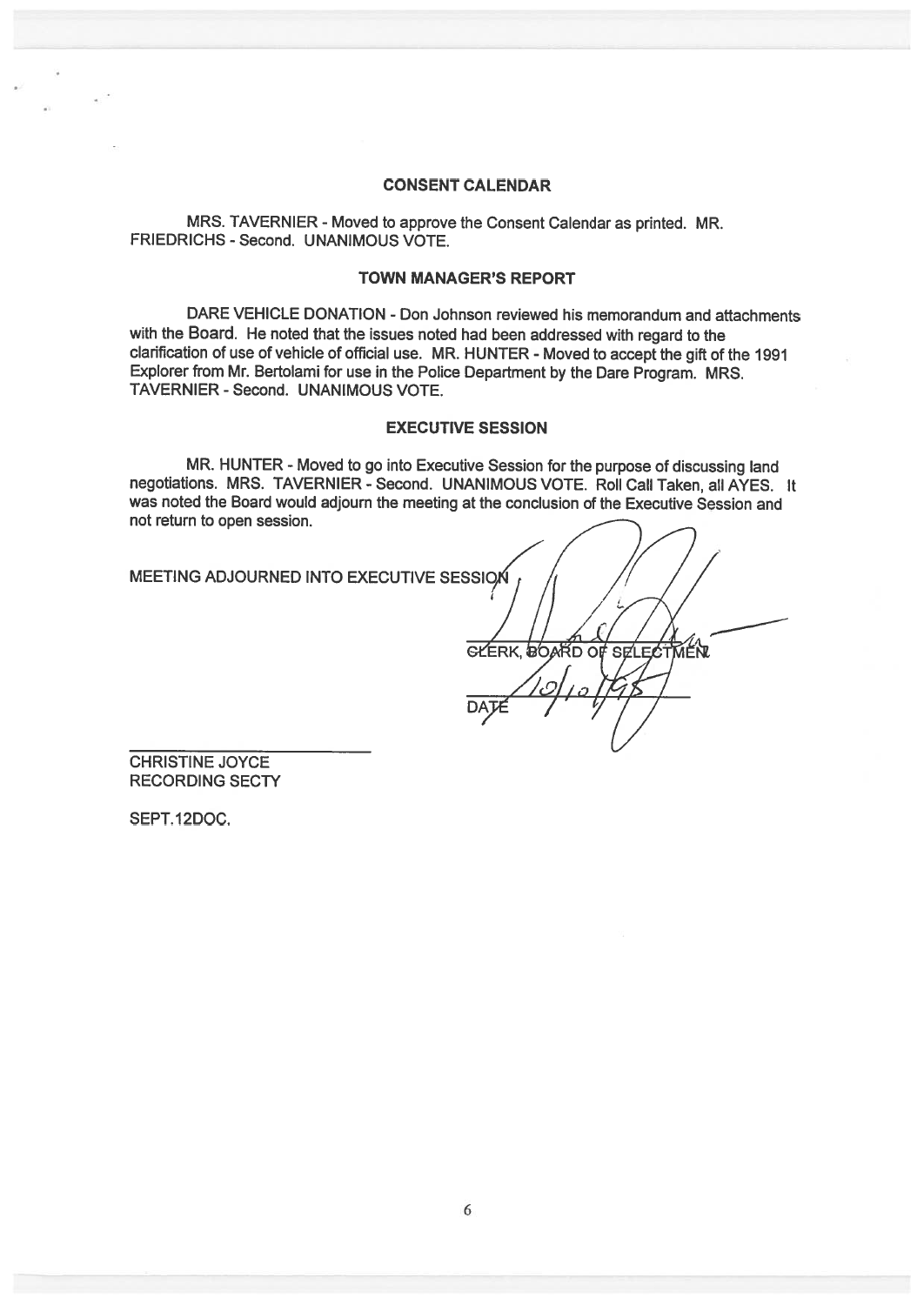## CONSENT CALENDAR

MRS. TAVERNIER - Moved to approve the Consent Calendar as printed. MR. FRIEDRICHS - Second. UNANIMOUS VOTE.

## TOWN MANAGER'S REPORT

DARE VEHICLE DONATION - Don Johnson reviewed his memorandum and attachments with the Board. He noted that the issues noted had been addressed with regard to the clarification of use of vehicle of official use. MR. HUNTER - Moved to accept the gift of the 1991 Explorer from Mr. Bertolami for use in the Police Department by the Dare Program. MRS. TAVERNIER - Second. UNANIMOUS VOTE.

## EXECUTIVE SESSION

MR. HUNTER - Moved to go into Executive Session for the purpose of discussing land negotiations. MRS. TAVERNIER - Second. UNANIMOUS VOTE. Roll Call Taken, all AYES. It was noted the Board would adjourn the meeting at the conclusion of the Executive Session and not return to open session.

MEETING ADJOURNED INTO EXECUTIVE SESSION

CLERK, BOARD OF SELECTMEN

DATE 10/10/95

CHRISTINE JOYCE
RECORDING SECTY

SEPT.12DOC.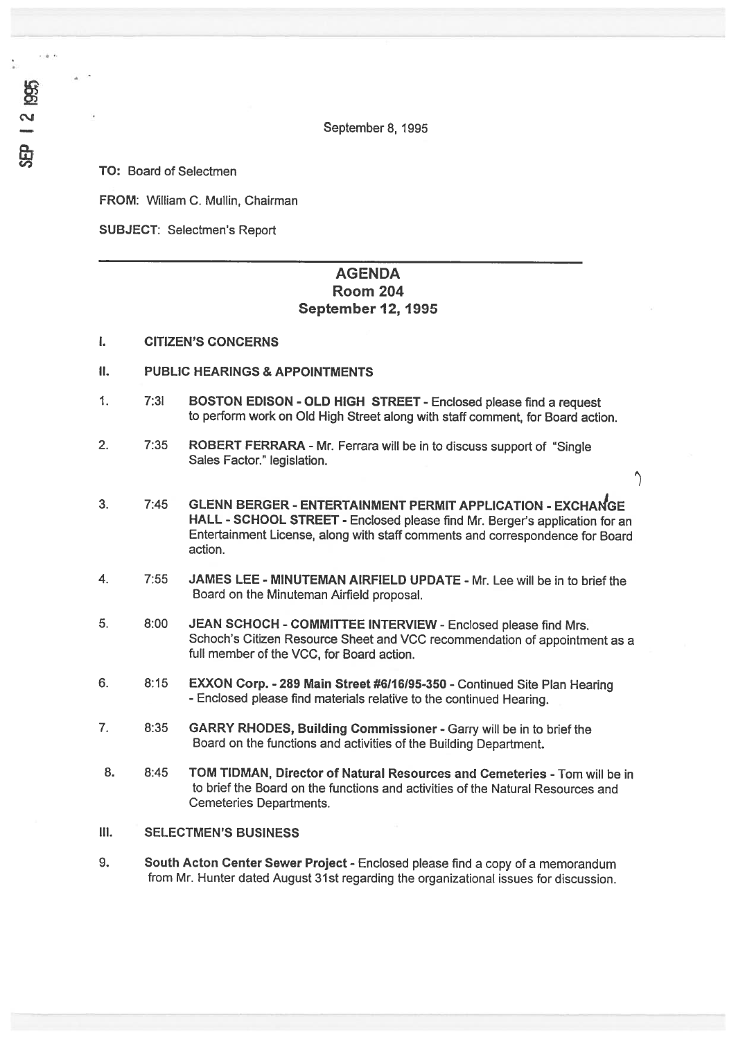September 8, 1995

**TO:** Board of Selectmen

**FROM:** William C. Mullin, Chairman

**SUBJECT:** Selectmen's Report

---

## AGENDA
## Room 204
## September 12, 1995

**I. CITIZEN'S CONCERNS**

**II. PUBLIC HEARINGS & APPOINTMENTS**

1. 7:31 **BOSTON EDISON - OLD HIGH STREET** - Enclosed please find a request to perform work on Old High Street along with staff comment, for Board action.

2. 7:35 **ROBERT FERRARA** - Mr. Ferrara will be in to discuss support of "Single Sales Factor." legislation.

3. 7:45 **GLENN BERGER - ENTERTAINMENT PERMIT APPLICATION - EXCHANGE HALL - SCHOOL STREET** - Enclosed please find Mr. Berger's application for an Entertainment License, along with staff comments and correspondence for Board action.

4. 7:55 **JAMES LEE - MINUTEMAN AIRFIELD UPDATE** - Mr. Lee will be in to brief the Board on the Minuteman Airfield proposal.

5. 8:00 **JEAN SCHOCH - COMMITTEE INTERVIEW** - Enclosed please find Mrs. Schoch's Citizen Resource Sheet and VCC recommendation of appointment as a full member of the VCC, for Board action.

6. 8:15 **EXXON Corp. - 289 Main Street #6/16/95-350** - Continued Site Plan Hearing - Enclosed please find materials relative to the continued Hearing.

7. 8:35 **GARRY RHODES, Building Commissioner** - Garry will be in to brief the Board on the functions and activities of the Building Department.

8. 8:45 **TOM TIDMAN, Director of Natural Resources and Cemeteries** - Tom will be in to brief the Board on the functions and activities of the Natural Resources and Cemeteries Departments.

**III. SELECTMEN'S BUSINESS**

9. **South Acton Center Sewer Project** - Enclosed please find a copy of a memorandum from Mr. Hunter dated August 31st regarding the organizational issues for discussion.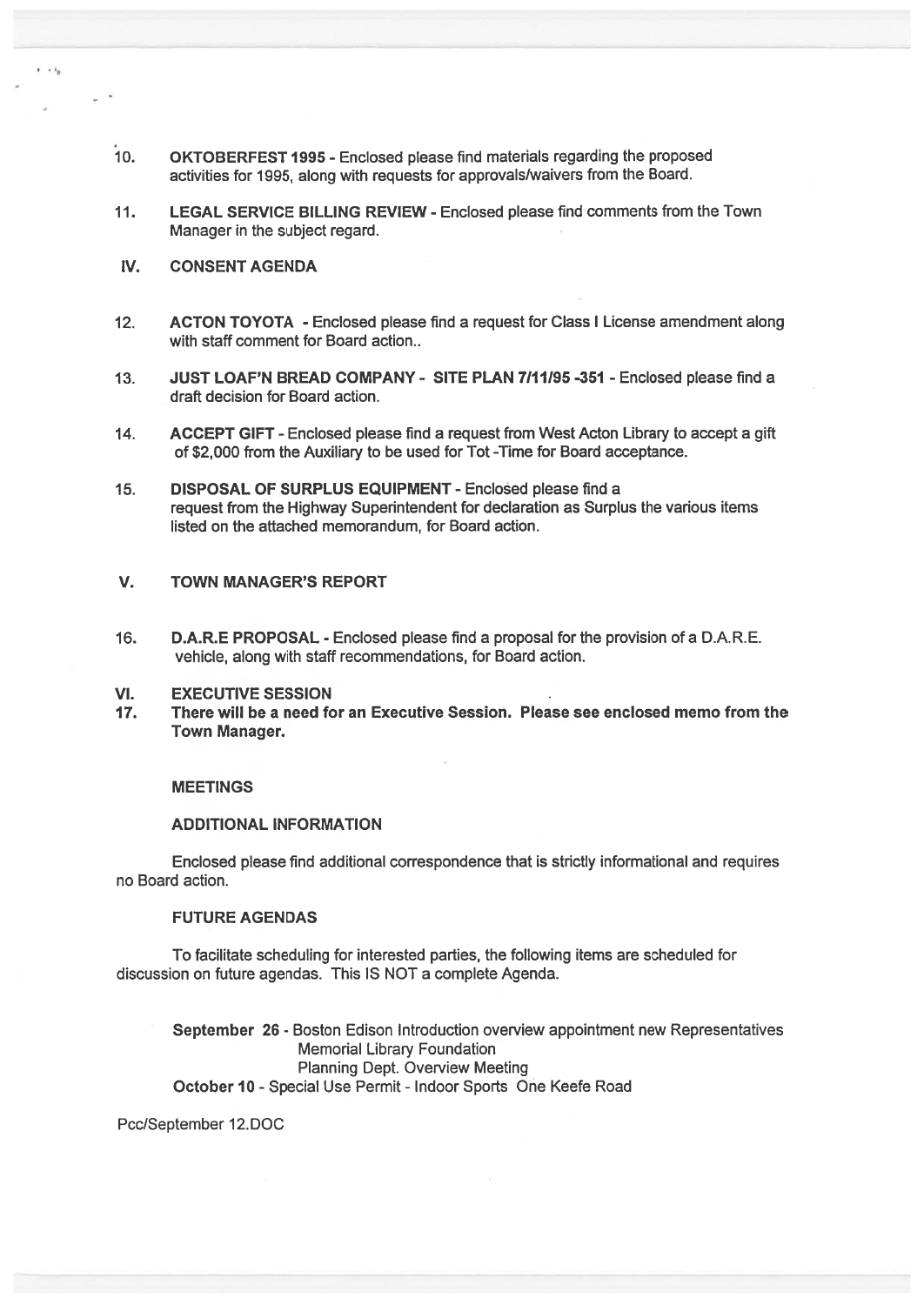10. **OKTOBERFEST 1995** - Enclosed please find materials regarding the proposed activities for 1995, along with requests for approvals/waivers from the Board.

11. **LEGAL SERVICE BILLING REVIEW** - Enclosed please find comments from the Town Manager in the subject regard.

## IV. CONSENT AGENDA

12. **ACTON TOYOTA** - Enclosed please find a request for Class I License amendment along with staff comment for Board action..

13. **JUST LOAF'N BREAD COMPANY - SITE PLAN 7/11/95 -351** - Enclosed please find a draft decision for Board action.

14. **ACCEPT GIFT** - Enclosed please find a request from West Acton Library to accept a gift of $2,000 from the Auxiliary to be used for Tot -Time for Board acceptance.

15. **DISPOSAL OF SURPLUS EQUIPMENT** - Enclosed please find a request from the Highway Superintendent for declaration as Surplus the various items listed on the attached memorandum, for Board action.

## V. TOWN MANAGER'S REPORT

16. **D.A.R.E PROPOSAL** - Enclosed please find a proposal for the provision of a D.A.R.E. vehicle, along with staff recommendations, for Board action.

## VI. EXECUTIVE SESSION

17. **There will be a need for an Executive Session. Please see enclosed memo from the Town Manager.**

### MEETINGS

### ADDITIONAL INFORMATION

Enclosed please find additional correspondence that is strictly informational and requires no Board action.

### FUTURE AGENDAS

To facilitate scheduling for interested parties, the following items are scheduled for discussion on future agendas. This IS NOT a complete Agenda.

**September 26** - Boston Edison Introduction overview appointment new Representatives
Memorial Library Foundation
Planning Dept. Overview Meeting
**October 10** - Special Use Permit - Indoor Sports One Keefe Road

Pcc/September 12.DOC